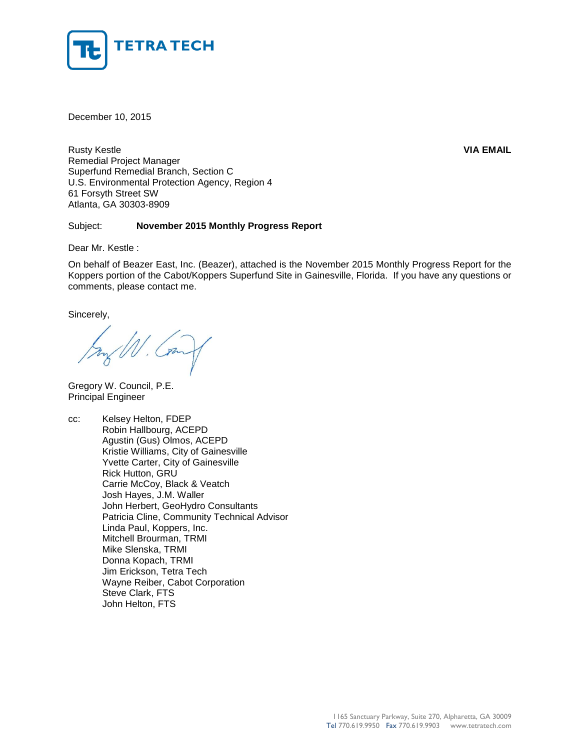TETRA TECH

December 10, 2015

Rusty Kestle
Remedial Project Manager
Superfund Remedial Branch, Section C
U.S. Environmental Protection Agency, Region 4
61 Forsyth Street SW
Atlanta, GA 30303-8909

**VIA EMAIL**

Subject: **November 2015 Monthly Progress Report**

Dear Mr. Kestle :

On behalf of Beazer East, Inc. (Beazer), attached is the November 2015 Monthly Progress Report for the Koppers portion of the Cabot/Koppers Superfund Site in Gainesville, Florida. If you have any questions or comments, please contact me.

Sincerely,

Gregory W. Council, P.E.
Principal Engineer

cc: Kelsey Helton, FDEP
Robin Hallbourg, ACEPD
Agustin (Gus) Olmos, ACEPD
Kristie Williams, City of Gainesville
Yvette Carter, City of Gainesville
Rick Hutton, GRU
Carrie McCoy, Black & Veatch
Josh Hayes, J.M. Waller
John Herbert, GeoHydro Consultants
Patricia Cline, Community Technical Advisor
Linda Paul, Koppers, Inc.
Mitchell Brourman, TRMI
Mike Slenska, TRMI
Donna Kopach, TRMI
Jim Erickson, Tetra Tech
Wayne Reiber, Cabot Corporation
Steve Clark, FTS
John Helton, FTS

1165 Sanctuary Parkway, Suite 270, Alpharetta, GA 30009
Tel 770.619.9950 Fax 770.619.9903 www.tetratech.com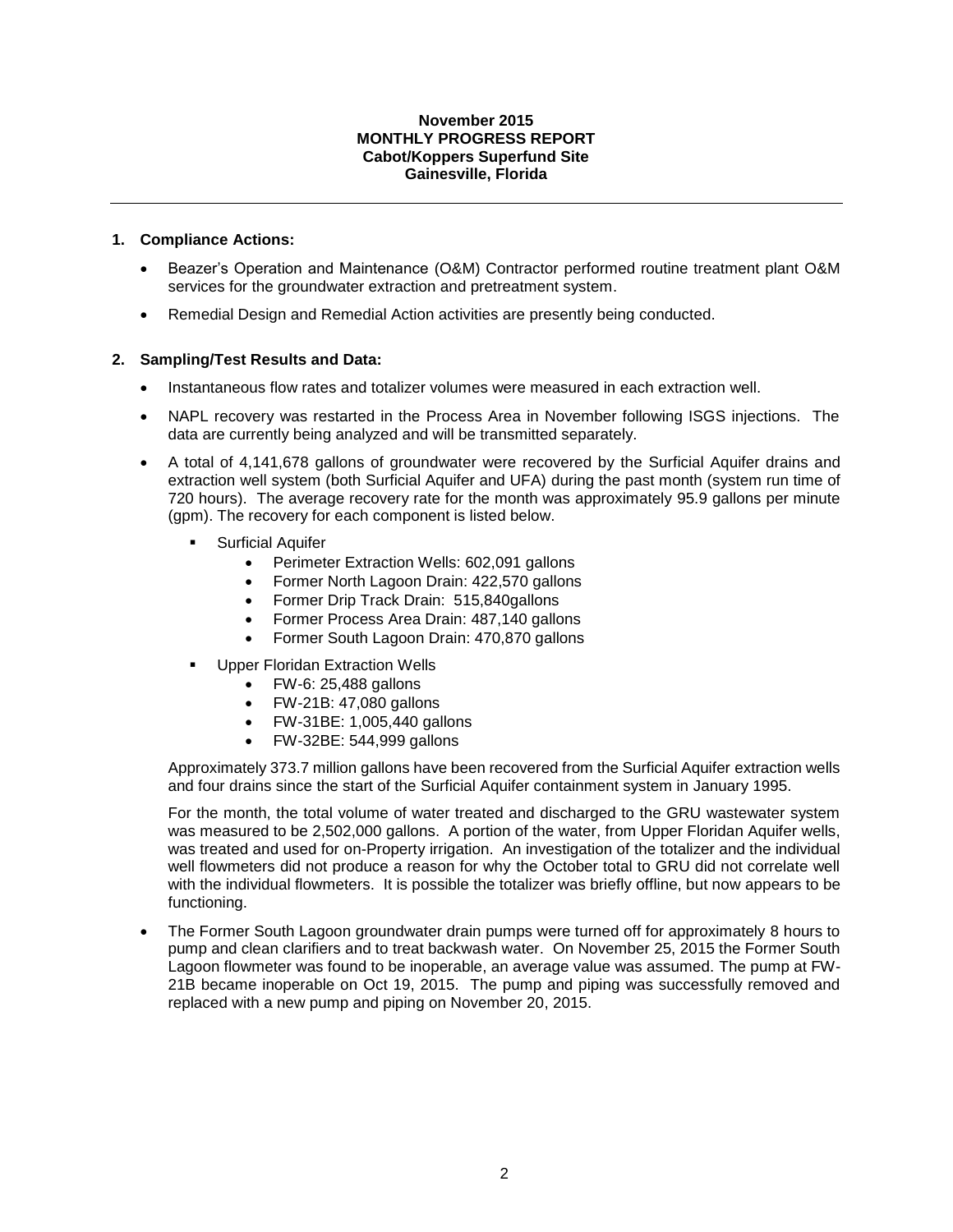**November 2015**
**MONTHLY PROGRESS REPORT**
**Cabot/Koppers Superfund Site**
**Gainesville, Florida**

---

## 1. Compliance Actions:

- Beazer's Operation and Maintenance (O&M) Contractor performed routine treatment plant O&M services for the groundwater extraction and pretreatment system.
- Remedial Design and Remedial Action activities are presently being conducted.

## 2. Sampling/Test Results and Data:

- Instantaneous flow rates and totalizer volumes were measured in each extraction well.
- NAPL recovery was restarted in the Process Area in November following ISGS injections. The data are currently being analyzed and will be transmitted separately.
- A total of 4,141,678 gallons of groundwater were recovered by the Surficial Aquifer drains and extraction well system (both Surficial Aquifer and UFA) during the past month (system run time of 720 hours). The average recovery rate for the month was approximately 95.9 gallons per minute (gpm). The recovery for each component is listed below.
  - Surficial Aquifer
    - Perimeter Extraction Wells: 602,091 gallons
    - Former North Lagoon Drain: 422,570 gallons
    - Former Drip Track Drain: 515,840gallons
    - Former Process Area Drain: 487,140 gallons
    - Former South Lagoon Drain: 470,870 gallons
  - Upper Floridan Extraction Wells
    - FW-6: 25,488 gallons
    - FW-21B: 47,080 gallons
    - FW-31BE: 1,005,440 gallons
    - FW-32BE: 544,999 gallons

  Approximately 373.7 million gallons have been recovered from the Surficial Aquifer extraction wells and four drains since the start of the Surficial Aquifer containment system in January 1995.

  For the month, the total volume of water treated and discharged to the GRU wastewater system was measured to be 2,502,000 gallons. A portion of the water, from Upper Floridan Aquifer wells, was treated and used for on-Property irrigation. An investigation of the totalizer and the individual well flowmeters did not produce a reason for why the October total to GRU did not correlate well with the individual flowmeters. It is possible the totalizer was briefly offline, but now appears to be functioning.

- The Former South Lagoon groundwater drain pumps were turned off for approximately 8 hours to pump and clean clarifiers and to treat backwash water. On November 25, 2015 the Former South Lagoon flowmeter was found to be inoperable, an average value was assumed. The pump at FW-21B became inoperable on Oct 19, 2015. The pump and piping was successfully removed and replaced with a new pump and piping on November 20, 2015.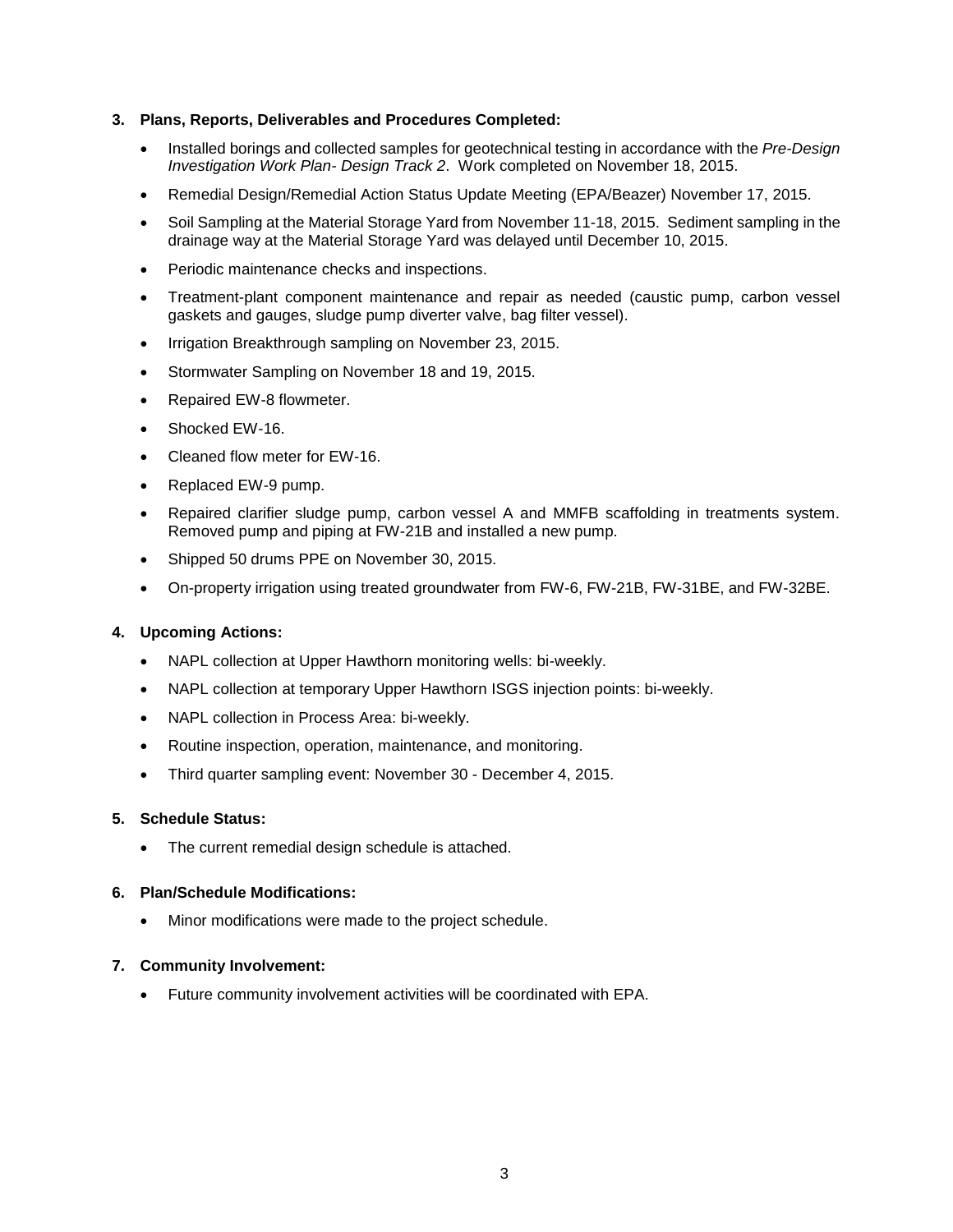**3. Plans, Reports, Deliverables and Procedures Completed:**

- Installed borings and collected samples for geotechnical testing in accordance with the *Pre-Design Investigation Work Plan- Design Track 2*. Work completed on November 18, 2015.
- Remedial Design/Remedial Action Status Update Meeting (EPA/Beazer) November 17, 2015.
- Soil Sampling at the Material Storage Yard from November 11-18, 2015. Sediment sampling in the drainage way at the Material Storage Yard was delayed until December 10, 2015.
- Periodic maintenance checks and inspections.
- Treatment-plant component maintenance and repair as needed (caustic pump, carbon vessel gaskets and gauges, sludge pump diverter valve, bag filter vessel).
- Irrigation Breakthrough sampling on November 23, 2015.
- Stormwater Sampling on November 18 and 19, 2015.
- Repaired EW-8 flowmeter.
- Shocked EW-16.
- Cleaned flow meter for EW-16.
- Replaced EW-9 pump.
- Repaired clarifier sludge pump, carbon vessel A and MMFB scaffolding in treatments system. Removed pump and piping at FW-21B and installed a new pump.
- Shipped 50 drums PPE on November 30, 2015.
- On-property irrigation using treated groundwater from FW-6, FW-21B, FW-31BE, and FW-32BE.

**4. Upcoming Actions:**

- NAPL collection at Upper Hawthorn monitoring wells: bi-weekly.
- NAPL collection at temporary Upper Hawthorn ISGS injection points: bi-weekly.
- NAPL collection in Process Area: bi-weekly.
- Routine inspection, operation, maintenance, and monitoring.
- Third quarter sampling event: November 30 - December 4, 2015.

**5. Schedule Status:**

- The current remedial design schedule is attached.

**6. Plan/Schedule Modifications:**

- Minor modifications were made to the project schedule.

**7. Community Involvement:**

- Future community involvement activities will be coordinated with EPA.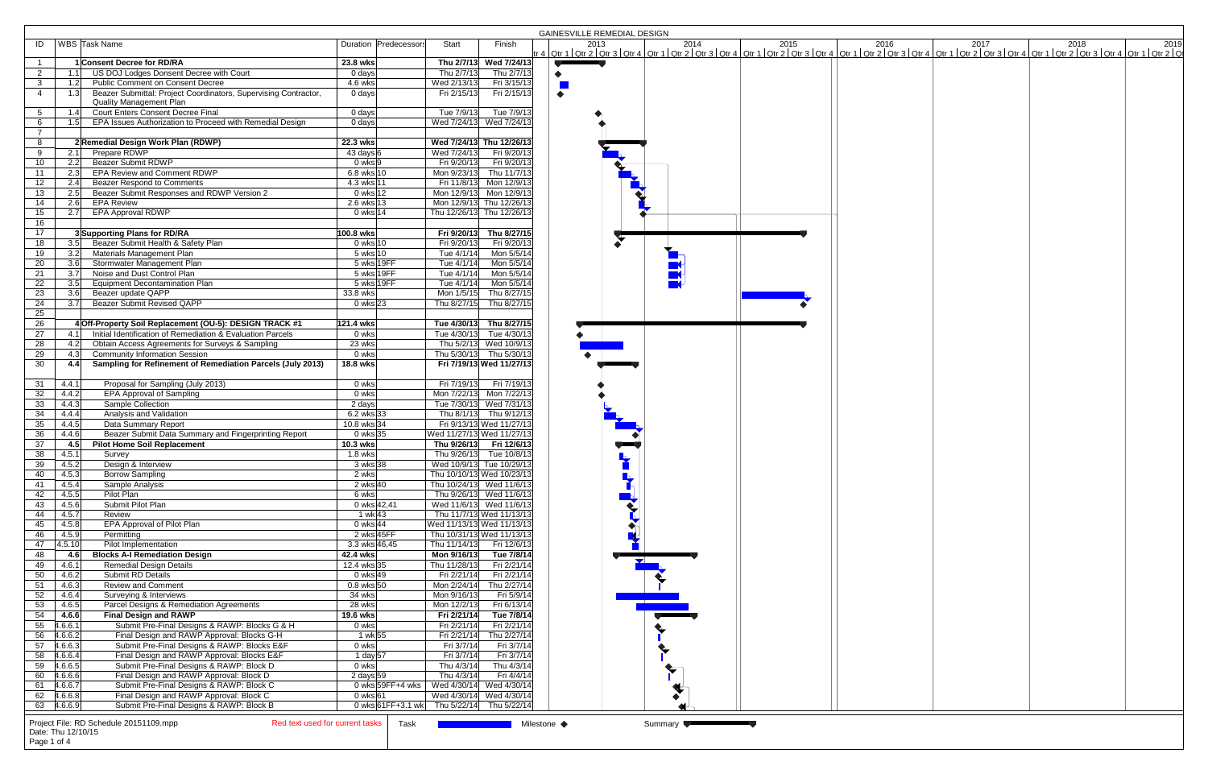# GAINESVILLE REMEDIAL DESIGN

| ID | WBS | Task Name | Duration | Predecessors | Start | Finish |
|---|---|---|---|---|---|---|
| 1 | 1 | **Consent Decree for RD/RA** | **23.8 wks** | | **Thu 2/7/13** | **Wed 7/24/13** |
| 2 | 1.1 | US DOJ Lodges Donsent Decree with Court | 0 days | | Thu 2/7/13 | Thu 2/7/13 |
| 3 | 1.2 | Public Comment on Consent Decree | 4.6 wks | | Wed 2/13/13 | Fri 3/15/13 |
| 4 | 1.3 | Beazer Submittal: Project Coordinators, Supervising Contractor, Quality Management Plan | 0 days | | Fri 2/15/13 | Fri 2/15/13 |
| 5 | 1.4 | Court Enters Consent Decree Final | 0 days | | Tue 7/9/13 | Tue 7/9/13 |
| 6 | 1.5 | EPA Issues Authorization to Proceed with Remedial Design | 0 days | | Wed 7/24/13 | Wed 7/24/13 |
| 7 | | | | | | |
| 8 | 2 | **Remedial Design Work Plan (RDWP)** | **22.3 wks** | | **Wed 7/24/13** | **Thu 12/26/13** |
| 9 | 2.1 | Prepare RDWP | 43 days | 6 | Wed 7/24/13 | Fri 9/20/13 |
| 10 | 2.2 | Beazer Submit RDWP | 0 wks | 9 | Fri 9/20/13 | Fri 9/20/13 |
| 11 | 2.3 | EPA Review and Comment RDWP | 6.8 wks | 10 | Mon 9/23/13 | Thu 11/7/13 |
| 12 | 2.4 | Beazer Respond to Comments | 4.3 wks | 11 | Fri 11/8/13 | Mon 12/9/13 |
| 13 | 2.5 | Beazer Submit Responses and RDWP Version 2 | 0 wks | 12 | Mon 12/9/13 | Mon 12/9/13 |
| 14 | 2.6 | EPA Review | 2.6 wks | 13 | Mon 12/9/13 | Thu 12/26/13 |
| 15 | 2.7 | EPA Approval RDWP | 0 wks | 14 | Thu 12/26/13 | Thu 12/26/13 |
| 16 | | | | | | |
| 17 | 3 | **Supporting Plans for RD/RA** | **100.8 wks** | | **Fri 9/20/13** | **Thu 8/27/15** |
| 18 | 3.5 | Beazer Submit Health & Safety Plan | 0 wks | 10 | Fri 9/20/13 | Fri 9/20/13 |
| 19 | 3.2 | Materials Management Plan | 5 wks | 10 | Tue 4/1/14 | Mon 5/5/14 |
| 20 | 3.6 | Stormwater Management Plan | 5 wks | 19FF | Tue 4/1/14 | Mon 5/5/14 |
| 21 | 3.7 | Noise and Dust Control Plan | 5 wks | 19FF | Tue 4/1/14 | Mon 5/5/14 |
| 22 | 3.5 | Equipment Decontamination Plan | 5 wks | 19FF | Tue 4/1/14 | Mon 5/5/14 |
| 23 | 3.6 | Beazer update QAPP | 33.8 wks | | Mon 1/5/15 | Thu 8/27/15 |
| 24 | 3.7 | Beazer Submit Revised QAPP | 0 wks | 23 | Thu 8/27/15 | Thu 8/27/15 |
| 25 | | | | | | |
| 26 | 4 | **Off-Property Soil Replacement (OU-5): DESIGN TRACK #1** | **121.4 wks** | | **Tue 4/30/13** | **Thu 8/27/15** |
| 27 | 4.1 | Initial Identification of Remediation & Evaluation Parcels | 0 wks | | Tue 4/30/13 | Tue 4/30/13 |
| 28 | 4.2 | Obtain Access Agreements for Surveys & Sampling | 23 wks | | Thu 5/2/13 | Wed 10/9/13 |
| 29 | 4.3 | Community Information Session | 0 wks | | Thu 5/30/13 | Thu 5/30/13 |
| 30 | **4.4** | **Sampling for Refinement of Remediation Parcels (July 2013)** | **18.8 wks** | | **Fri 7/19/13** | **Wed 11/27/13** |
| 31 | 4.4.1 | Proposal for Sampling (July 2013) | 0 wks | | Fri 7/19/13 | Fri 7/19/13 |
| 32 | 4.4.2 | EPA Approval of Sampling | 0 wks | | Mon 7/22/13 | Mon 7/22/13 |
| 33 | 4.4.3 | Sample Collection | 2 days | | Tue 7/30/13 | Wed 7/31/13 |
| 34 | 4.4.4 | Analysis and Validation | 6.2 wks | 33 | Thu 8/1/13 | Thu 9/12/13 |
| 35 | 4.4.5 | Data Summary Report | 10.8 wks | 34 | Fri 9/13/13 | Wed 11/27/13 |
| 36 | 4.4.6 | Beazer Submit Data Summary and Fingerprinting Report | 0 wks | 35 | Wed 11/27/13 | Wed 11/27/13 |
| 37 | **4.5** | **Pilot Home Soil Replacement** | **10.3 wks** | | **Thu 9/26/13** | **Fri 12/6/13** |
| 38 | 4.5.1 | Survey | 1.8 wks | | Thu 9/26/13 | Tue 10/8/13 |
| 39 | 4.5.2 | Design & Interview | 3 wks | 38 | Wed 10/9/13 | Tue 10/29/13 |
| 40 | 4.5.3 | Borrow Sampling | 2 wks | | Thu 10/10/13 | Wed 10/23/13 |
| 41 | 4.5.4 | Sample Analysis | 2 wks | 40 | Thu 10/24/13 | Wed 11/6/13 |
| 42 | 4.5.5 | Pilot Plan | 6 wks | | Thu 9/26/13 | Wed 11/6/13 |
| 43 | 4.5.6 | Submit Pilot Plan | 0 wks | 42,41 | Wed 11/6/13 | Wed 11/6/13 |
| 44 | 4.5.7 | Review | 1 wk | 43 | Thu 11/7/13 | Wed 11/13/13 |
| 45 | 4.5.8 | EPA Approval of Pilot Plan | 0 wks | 44 | Wed 11/13/13 | Wed 11/13/13 |
| 46 | 4.5.9 | Permitting | 2 wks | 45FF | Thu 10/31/13 | Wed 11/13/13 |
| 47 | 4.5.10 | Pilot Implementation | 3.3 wks | 46,45 | Thu 11/14/13 | Fri 12/6/13 |
| 48 | **4.6** | **Blocks A-I Remediation Design** | **42.4 wks** | | **Mon 9/16/13** | **Tue 7/8/14** |
| 49 | 4.6.1 | Remedial Design Details | 12.4 wks | 35 | Thu 11/28/13 | Fri 2/21/14 |
| 50 | 4.6.2 | Submit RD Details | 0 wks | 49 | Fri 2/21/14 | Fri 2/21/14 |
| 51 | 4.6.3 | Review and Comment | 0.8 wks | 50 | Mon 2/24/14 | Thu 2/27/14 |
| 52 | 4.6.4 | Surveying & Interviews | 34 wks | | Mon 9/16/13 | Fri 5/9/14 |
| 53 | 4.6.5 | Parcel Designs & Remediation Agreements | 28 wks | | Mon 12/2/13 | Fri 6/13/14 |
| 54 | **4.6.6** | **Final Design and RAWP** | **19.6 wks** | | **Fri 2/21/14** | **Tue 7/8/14** |
| 55 | 4.6.6.1 | Submit Pre-Final Designs & RAWP: Blocks G & H | 0 wks | | Fri 2/21/14 | Fri 2/21/14 |
| 56 | 4.6.6.2 | Final Design and RAWP Approval: Blocks G-H | 1 wk | 55 | Fri 2/21/14 | Thu 2/27/14 |
| 57 | 4.6.6.3 | Submit Pre-Final Designs & RAWP: Blocks E&F | 0 wks | | Fri 3/7/14 | Fri 3/7/14 |
| 58 | 4.6.6.4 | Final Design and RAWP Approval: Blocks E&F | 1 day | 57 | Fri 3/7/14 | Fri 3/7/14 |
| 59 | 4.6.6.5 | Submit Pre-Final Designs & RAWP: Block D | 0 wks | | Thu 4/3/14 | Thu 4/3/14 |
| 60 | 4.6.6.6 | Final Design and RAWP Approval: Block D | 2 days | 59 | Thu 4/3/14 | Fri 4/4/14 |
| 61 | 4.6.6.7 | Submit Pre-Final Designs & RAWP: Block C | 0 wks | 59FF+4 wks | Wed 4/30/14 | Wed 4/30/14 |
| 62 | 4.6.6.8 | Final Design and RAWP Approval: Block C | 0 wks | 61 | Wed 4/30/14 | Wed 4/30/14 |
| 63 | 4.6.6.9 | Submit Pre-Final Designs & RAWP: Block B | 0 wks | 61FF+3.1 wk | Thu 5/22/14 | Thu 5/22/14 |

Project File: RD Schedule 20151109.mpp
Date: Thu 12/10/15

Red text used for current tasks | Task | Milestone ◆ | Summary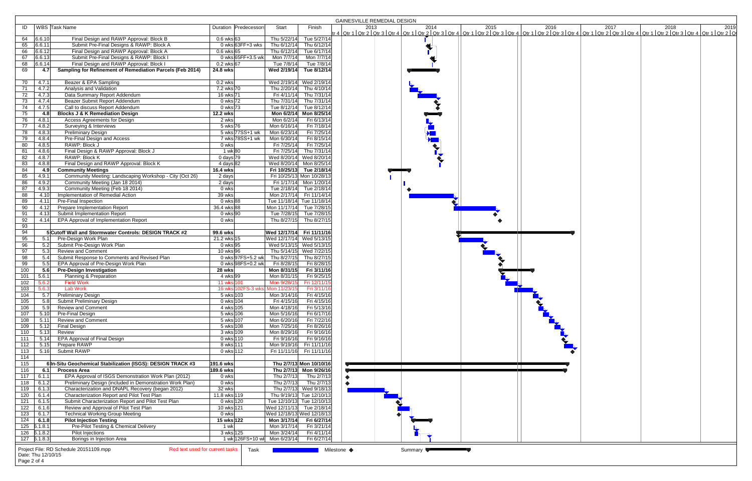# GAINESVILLE REMEDIAL DESIGN

| ID | WBS | Task Name | Duration | Predecessors | Start | Finish |
|---|---|---|---|---|---|---|
| 64 | 6.6.10 | Final Design and RAWP Approval: Block B | 0.6 wks | 63 | Thu 5/22/14 | Tue 5/27/14 |
| 65 | 6.6.11 | Submit Pre-Final Designs & RAWP: Block A | 0 wks | 63FF+3 wks | Thu 6/12/14 | Thu 6/12/14 |
| 66 | 6.6.12 | Final Design and RAWP Approval: Block A | 0.6 wks | 65 | Thu 6/12/14 | Tue 6/17/14 |
| 67 | 6.6.13 | Submit Pre-Final Designs & RAWP: Block I | 0 wks | 65FF+3.5 wk | Mon 7/7/14 | Mon 7/7/14 |
| 68 | 6.6.14 | Final Design and RAWP Approval: Block I | 0.2 wks | 67 | Tue 7/8/14 | Tue 7/8/14 |
| 69 | **4.7** | **Sampling for Refinement of Remediation Parcels (Feb 2014)** | **24.8 wks** | | **Wed 2/19/14** | **Tue 8/12/14** |
| | | | | | | |
| 70 | 4.7.1 | Beazer & EPA Sampling | 0.2 wks | | Wed 2/19/14 | Wed 2/19/14 |
| 71 | 4.7.2 | Analysis and Validation | 7.2 wks | 70 | Thu 2/20/14 | Thu 4/10/14 |
| 72 | 4.7.3 | Data Summary Report Addendum | 16 wks | 71 | Fri 4/11/14 | Thu 7/31/14 |
| 73 | 4.7.4 | Beazer Submit Report Addendum | 0 wks | 72 | Thu 7/31/14 | Thu 7/31/14 |
| 74 | 4.7.5 | Call to discuss Report Addendum | 0 wks | 73 | Tue 8/12/14 | Tue 8/12/14 |
| 75 | **4.8** | **Blocks J & K Remediation Design** | **12.2 wks** | | **Mon 6/2/14** | **Mon 8/25/14** |
| 76 | 4.8.1 | Access Agreements for Design | 2 wks | | Mon 6/2/14 | Fri 6/13/14 |
| 77 | 4.8.2 | Surveying & Interviews | 5 wks | 76 | Mon 6/16/14 | Fri 7/18/14 |
| 78 | 4.8.3 | Preliminary Design | 5 wks | 77SS+1 wk | Mon 6/23/14 | Fri 7/25/14 |
| 79 | 4.8.4 | Pre-Final Design and Access | 7 wks | 78SS+1 wk | Mon 6/30/14 | Fri 8/15/14 |
| 80 | 4.8.5 | RAWP: Block J | 0 wks | | Fri 7/25/14 | Fri 7/25/14 |
| 81 | 4.8.6 | Final Design & RAWP Approval: Block J | 1 wk | 80 | Fri 7/25/14 | Thu 7/31/14 |
| 82 | 4.8.7 | RAWP: Block K | 0 days | 79 | Wed 8/20/14 | Wed 8/20/14 |
| 83 | 4.8.8 | Final Design and RAWP Approval: Block K | 4 days | 82 | Wed 8/20/14 | Mon 8/25/14 |
| 84 | **4.9** | **Community Meetings** | **16.4 wks** | | **Fri 10/25/13** | **Tue 2/18/14** |
| 85 | 4.9.1 | Community Meeting: Landscaping Workshop - City (Oct 26) | 2 days | | Fri 10/25/13 | Mon 10/28/13 |
| 86 | 4.9.2 | Community Meeting (Jan 18 2014) | 2 days | | Fri 1/17/14 | Mon 1/20/14 |
| 87 | 4.9.3 | Community Meeting (Feb 18 2014) | 0 wks | | Tue 2/18/14 | Tue 2/18/14 |
| 88 | 4.10 | Implementation of Remedial Action | 39 wks | | Mon 2/17/14 | Fri 11/14/14 |
| 89 | 4.11 | Pre-Final Inspection | 0 wks | 88 | Tue 11/18/14 | Tue 11/18/14 |
| 90 | 4.12 | Prepare Implementation Report | 36.4 wks | 88 | Mon 11/17/14 | Tue 7/28/15 |
| 91 | 4.13 | Submit Implementation Report | 0 wks | 90 | Tue 7/28/15 | Tue 7/28/15 |
| 92 | 4.14 | EPA Approval of Implementation Report | 0 wks | | Thu 8/27/15 | Thu 8/27/15 |
| 93 | | | | | | |
| 94 | **5** | **Cutoff Wall and Stormwater Controls: DESIGN TRACK #2** | **99.6 wks** | | **Wed 12/17/14** | **Fri 11/11/16** |
| 95 | 5.1 | Pre-Design Work Plan | 21.2 wks | 15 | Wed 12/17/14 | Wed 5/13/15 |
| 96 | 5.2 | Submit Pre-Design Work Plan | 0 wks | 95 | Wed 5/13/15 | Wed 5/13/15 |
| 97 | 5.3 | Review and Comment | 10 wks | 96 | Thu 5/14/15 | Wed 7/22/15 |
| 98 | 5.4 | Submit Response to Comments and Revised Plan | 0 wks | 97FS+5.2 wk | Thu 8/27/15 | Thu 8/27/15 |
| 99 | 5.5 | EPA Approval of Pre-Design Work Plan | 0 wks | 98FS+0.2 wk | Fri 8/28/15 | Fri 8/28/15 |
| 100 | **5.6** | **Pre-Design Investigation** | **28 wks** | | **Mon 8/31/15** | **Fri 3/11/16** |
| 101 | 5.6.1 | Planning & Preparation | 4 wks | 99 | Mon 8/31/15 | Fri 9/25/15 |
| 102 | 5.6.2 | Field Work | 11 wks | 101 | Mon 9/28/15 | Fri 12/11/15 |
| 103 | 5.6.3 | Lab Work | 16 wks | 102FS-3 wks | Mon 11/23/15 | Fri 3/11/16 |
| 104 | 5.7 | Preliminary Design | 5 wks | 103 | Mon 3/14/16 | Fri 4/15/16 |
| 105 | 5.8 | Submit Preliminary Design | 0 wks | 104 | Fri 4/15/16 | Fri 4/15/16 |
| 106 | 5.9 | Review and Comment | 4 wks | 105 | Mon 4/18/16 | Fri 5/13/16 |
| 107 | 5.10 | Pre-Final Design | 5 wks | 106 | Mon 5/16/16 | Fri 6/17/16 |
| 108 | 5.11 | Review and Comment | 5 wks | 107 | Mon 6/20/16 | Fri 7/22/16 |
| 109 | 5.12 | Final Design | 5 wks | 108 | Mon 7/25/16 | Fri 8/26/16 |
| 110 | 5.13 | Review | 3 wks | 109 | Mon 8/29/16 | Fri 9/16/16 |
| 111 | 5.14 | EPA Approval of Final Design | 0 wks | 110 | Fri 9/16/16 | Fri 9/16/16 |
| 112 | 5.15 | Prepare RAWP | 8 wks | 111 | Mon 9/19/16 | Fri 11/11/16 |
| 113 | 5.16 | Submit RAWP | 0 wks | 112 | Fri 11/11/16 | Fri 11/11/16 |
| 114 | | | | | | |
| 115 | **6** | **In-Situ Geochemical Stabilization (ISGS): DESIGN TRACK #3** | **191.6 wks** | | **Thu 2/7/13** | **Mon 10/10/16** |
| 116 | **6.1** | **Process Area** | **189.6 wks** | | **Thu 2/7/13** | **Mon 9/26/16** |
| 117 | 6.1.1 | EPA Approval of ISGS Demonstration Work Plan (2012) | 0 wks | | Thu 2/7/13 | Thu 2/7/13 |
| 118 | 6.1.2 | Preliminary Design (included in Demonstration Work Plan) | 0 wks | | Thu 2/7/13 | Thu 2/7/13 |
| 119 | 6.1.3 | Characterization and DNAPL Recovery (began 2012) | 32 wks | | Thu 2/7/13 | Wed 9/18/13 |
| 120 | 6.1.4 | Characterization Report and Pilot Test Plan | 11.8 wks | 119 | Thu 9/19/13 | Tue 12/10/13 |
| 121 | 6.1.5 | Submit Characterization Report and Pilot Test Plan | 0 wks | 120 | Tue 12/10/13 | Tue 12/10/13 |
| 122 | 6.1.6 | Review and Approval of Pilot Test Plan | 10 wks | 121 | Wed 12/11/13 | Tue 2/18/14 |
| 123 | 6.1.7 | Technical Working Group Meeting | 0 wks | | Wed 12/18/13 | Wed 12/18/13 |
| 124 | **6.1.8** | **Pilot Injection Testing** | **15 wks** | **122** | **Mon 3/17/14** | **Fri 6/27/14** |
| 125 | 6.1.8.1 | Pre-Pilot Testing & Chemical Delivery | 1 wk | | Mon 3/17/14 | Fri 3/21/14 |
| 126 | 6.1.8.2 | Pilot Injections | 3 wks | 125 | Mon 3/24/14 | Fri 4/11/14 |
| 127 | 6.1.8.3 | Borings in Injection Area | 1 wk | 126FS+10 wk | Mon 6/23/14 | Fri 6/27/14 |

Project File: RD Schedule 20151109.mpp
Date: Thu 12/10/15

Red text used for current tasks | Task | Milestone ◆ | Summary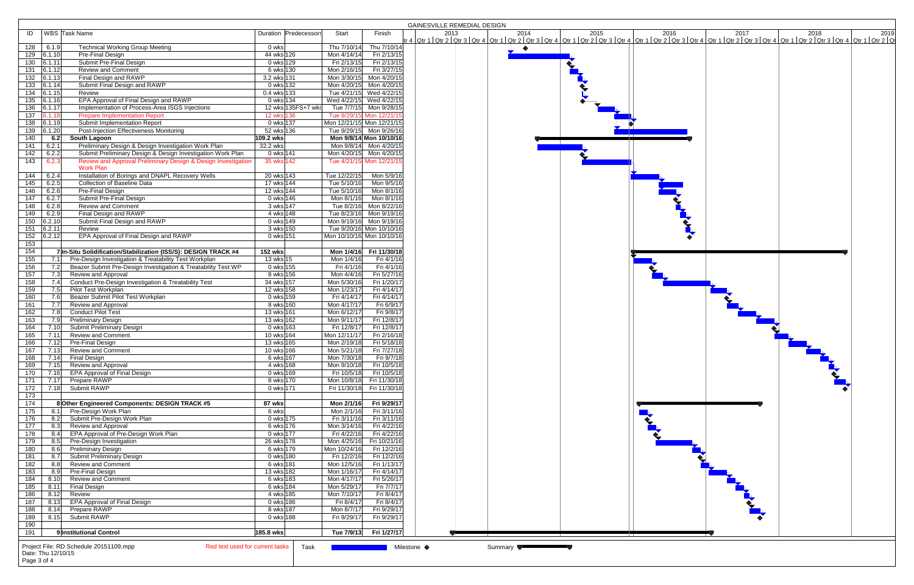## GAINESVILLE REMEDIAL DESIGN

| ID | WBS | Task Name | Duration | Predecessors | Start | Finish |
|---|---|---|---|---|---|---|
| 128 | 6.1.9 | Technical Working Group Meeting | 0 wks | | Thu 7/10/14 | Thu 7/10/14 |
| 129 | 6.1.10 | Pre-Final Design | 44 wks | 126 | Mon 4/14/14 | Fri 2/13/15 |
| 130 | 6.1.11 | Submit Pre-Final Design | 0 wks | 129 | Fri 2/13/15 | Fri 2/13/15 |
| 131 | 6.1.12 | Review and Comment | 6 wks | 130 | Mon 2/16/15 | Fri 3/27/15 |
| 132 | 6.1.13 | Final Design and RAWP | 3.2 wks | 131 | Mon 3/30/15 | Mon 4/20/15 |
| 133 | 6.1.14 | Submit Final Design and RAWP | 0 wks | 132 | Mon 4/20/15 | Mon 4/20/15 |
| 134 | 6.1.15 | Review | 0.4 wks | 133 | Tue 4/21/15 | Wed 4/22/15 |
| 135 | 6.1.16 | EPA Approval of Final Design and RAWP | 0 wks | 134 | Wed 4/22/15 | Wed 4/22/15 |
| 136 | 6.1.17 | Implementation of Process-Area ISGS Injections | 12 wks | 135FS+7 wks | Tue 7/7/15 | Mon 9/28/15 |
| 137 | 6.1.18 | Prepare Implementation Report | 12 wks | 136 | Tue 9/29/15 | Mon 12/21/15 |
| 138 | 6.1.19 | Submit Implementation Report | 0 wks | 137 | Mon 12/21/15 | Mon 12/21/15 |
| 139 | 6.1.20 | Post-Injection Effectiveness Monitoring | 52 wks | 136 | Tue 9/29/15 | Mon 9/26/16 |
| 140 | **6.2** | **South Lagoon** | **109.2 wks** | | **Mon 9/8/14** | **Mon 10/10/16** |
| 141 | 6.2.1 | Preliminary Design & Design Investigation Work Plan | 32.2 wks | | Mon 9/8/14 | Mon 4/20/15 |
| 142 | 6.2.2 | Submit Preliminary Design & Design Investigation Work Plan | 0 wks | 141 | Mon 4/20/15 | Mon 4/20/15 |
| 143 | 6.2.3 | Review and Approval Preliminary Design & Design Investigation Work Plan | 35 wks | 142 | Tue 4/21/15 | Mon 12/21/15 |
| 144 | 6.2.4 | Installation of Borings and DNAPL Recovery Wells | 20 wks | 143 | Tue 12/22/15 | Mon 5/9/16 |
| 145 | 6.2.5 | Collection of Baseline Data | 17 wks | 144 | Tue 5/10/16 | Mon 9/5/16 |
| 146 | 6.2.6 | Pre-Final Design | 12 wks | 144 | Tue 5/10/16 | Mon 8/1/16 |
| 147 | 6.2.7 | Submit Pre-Final Design | 0 wks | 146 | Mon 8/1/16 | Mon 8/1/16 |
| 148 | 6.2.8 | Review and Comment | 3 wks | 147 | Tue 8/2/16 | Mon 8/22/16 |
| 149 | 6.2.9 | Final Design and RAWP | 4 wks | 148 | Tue 8/23/16 | Mon 9/19/16 |
| 150 | 6.2.10 | Submit Final Design and RAWP | 0 wks | 149 | Mon 9/19/16 | Mon 9/19/16 |
| 151 | 6.2.11 | Review | 3 wks | 150 | Tue 9/20/16 | Mon 10/10/16 |
| 152 | 6.2.12 | EPA Approval of Final Design and RAWP | 0 wks | 151 | Mon 10/10/16 | Mon 10/10/16 |
| 153 | | | | | | |
| 154 | **7** | **In-Situ Solidification/Stabilization (ISS/S): DESIGN TRACK #4** | **152 wks** | | **Mon 1/4/16** | **Fri 11/30/18** |
| 155 | 7.1 | Pre-Design Investigation & Treatability Test Workplan | 13 wks | 15 | Mon 1/4/16 | Fri 4/1/16 |
| 156 | 7.2 | Beazer Submit Pre-Design Investigation & Treatability Test WP | 0 wks | 155 | Fri 4/1/16 | Fri 4/1/16 |
| 157 | 7.3 | Review and Approval | 8 wks | 156 | Mon 4/4/16 | Fri 5/27/16 |
| 158 | 7.4 | Conduct Pre-Design Investigation & Treatability Test | 34 wks | 157 | Mon 5/30/16 | Fri 1/20/17 |
| 159 | 7.5 | Pilot Test Workplan | 12 wks | 158 | Mon 1/23/17 | Fri 4/14/17 |
| 160 | 7.6 | Beazer Submit Pilot Test Workplan | 0 wks | 159 | Fri 4/14/17 | Fri 4/14/17 |
| 161 | 7.7 | Review and Approval | 8 wks | 160 | Mon 4/17/17 | Fri 6/9/17 |
| 162 | 7.8 | Conduct Pilot Test | 13 wks | 161 | Mon 6/12/17 | Fri 9/8/17 |
| 163 | 7.9 | Preliminary Design | 13 wks | 162 | Mon 9/11/17 | Fri 12/8/17 |
| 164 | 7.10 | Submit Preliminary Design | 0 wks | 163 | Fri 12/8/17 | Fri 12/8/17 |
| 165 | 7.11 | Review and Comment | 10 wks | 164 | Mon 12/11/17 | Fri 2/16/18 |
| 166 | 7.12 | Pre-Final Design | 13 wks | 165 | Mon 2/19/18 | Fri 5/18/18 |
| 167 | 7.13 | Review and Comment | 10 wks | 166 | Mon 5/21/18 | Fri 7/27/18 |
| 168 | 7.14 | Final Design | 6 wks | 167 | Mon 7/30/18 | Fri 9/7/18 |
| 169 | 7.15 | Review and Approval | 4 wks | 168 | Mon 9/10/18 | Fri 10/5/18 |
| 170 | 7.16 | EPA Approval of Final Design | 0 wks | 169 | Fri 10/5/18 | Fri 10/5/18 |
| 171 | 7.17 | Prepare RAWP | 8 wks | 170 | Mon 10/8/18 | Fri 11/30/18 |
| 172 | 7.18 | Submit RAWP | 0 wks | 171 | Fri 11/30/18 | Fri 11/30/18 |
| 173 | | | | | | |
| 174 | **8** | **Other Engineered Components: DESIGN TRACK #5** | **87 wks** | | **Mon 2/1/16** | **Fri 9/29/17** |
| 175 | 8.1 | Pre-Design Work Plan | 6 wks | | Mon 2/1/16 | Fri 3/11/16 |
| 176 | 8.2 | Submit Pre-Design Work Plan | 0 wks | 175 | Fri 3/11/16 | Fri 3/11/16 |
| 177 | 8.3 | Review and Approval | 6 wks | 176 | Mon 3/14/16 | Fri 4/22/16 |
| 178 | 8.4 | EPA Approval of Pre-Design Work Plan | 0 wks | 177 | Fri 4/22/16 | Fri 4/22/16 |
| 179 | 8.5 | Pre-Design Investigation | 26 wks | 178 | Mon 4/25/16 | Fri 10/21/16 |
| 180 | 8.6 | Preliminary Design | 6 wks | 179 | Mon 10/24/16 | Fri 12/2/16 |
| 181 | 8.7 | Submit Preliminary Design | 0 wks | 180 | Fri 12/2/16 | Fri 12/2/16 |
| 182 | 8.8 | Review and Comment | 6 wks | 181 | Mon 12/5/16 | Fri 1/13/17 |
| 183 | 8.9 | Pre-Final Design | 13 wks | 182 | Mon 1/16/17 | Fri 4/14/17 |
| 184 | 8.10 | Review and Comment | 6 wks | 183 | Mon 4/17/17 | Fri 5/26/17 |
| 185 | 8.11 | Final Design | 6 wks | 184 | Mon 5/29/17 | Fri 7/7/17 |
| 186 | 8.12 | Review | 4 wks | 185 | Mon 7/10/17 | Fri 8/4/17 |
| 187 | 8.13 | EPA Approval of Final Design | 0 wks | 186 | Fri 8/4/17 | Fri 8/4/17 |
| 188 | 8.14 | Prepare RAWP | 8 wks | 187 | Mon 8/7/17 | Fri 9/29/17 |
| 189 | 8.15 | Submit RAWP | 0 wks | 188 | Fri 9/29/17 | Fri 9/29/17 |
| 190 | | | | | | |
| 191 | **9** | **Institutional Control** | **185.8 wks** | | **Tue 7/9/13** | **Fri 1/27/17** |

Project File: RD Schedule 20151109.mpp
Date: Thu 12/10/15

Red text used for current tasks

Legend: Task | Milestone ◆ | Summary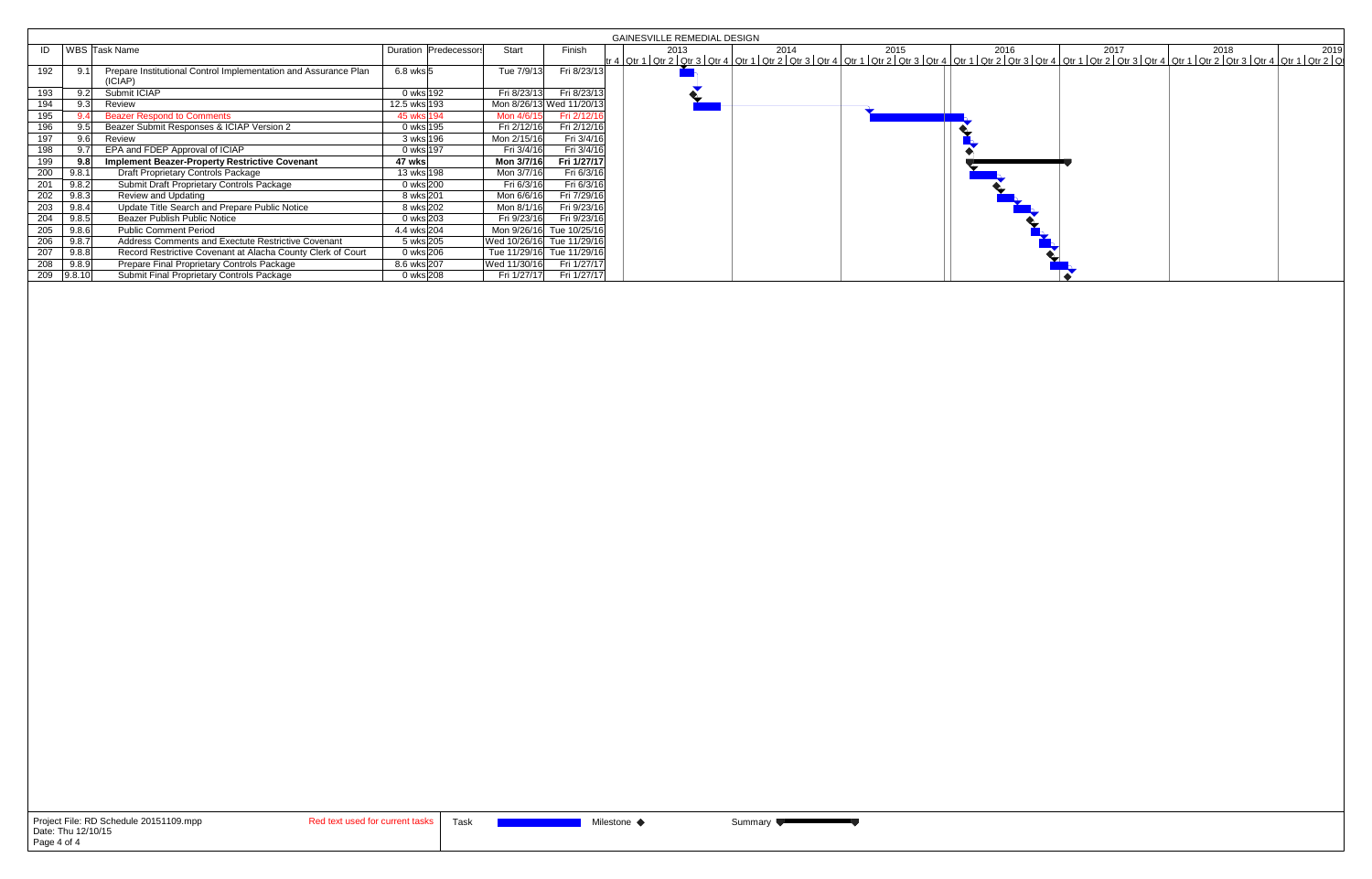# GAINESVILLE REMEDIAL DESIGN

| ID | WBS | Task Name | Duration | Predecessors | Start | Finish |
|---|---|---|---|---|---|---|
| 192 | 9.1 | Prepare Institutional Control Implementation and Assurance Plan (ICIAP) | 6.8 wks | 5 | Tue 7/9/13 | Fri 8/23/13 |
| 193 | 9.2 | Submit ICIAP | 0 wks | 192 | Fri 8/23/13 | Fri 8/23/13 |
| 194 | 9.3 | Review | 12.5 wks | 193 | Mon 8/26/13 | Wed 11/20/13 |
| 195 | 9.4 | Beazer Respond to Comments | 45 wks | 194 | Mon 4/6/15 | Fri 2/12/16 |
| 196 | 9.5 | Beazer Submit Responses & ICIAP Version 2 | 0 wks | 195 | Fri 2/12/16 | Fri 2/12/16 |
| 197 | 9.6 | Review | 3 wks | 196 | Mon 2/15/16 | Fri 3/4/16 |
| 198 | 9.7 | EPA and FDEP Approval of ICIAP | 0 wks | 197 | Fri 3/4/16 | Fri 3/4/16 |
| 199 | **9.8** | **Implement Beazer-Property Restrictive Covenant** | **47 wks** | | **Mon 3/7/16** | **Fri 1/27/17** |
| 200 | 9.8.1 | Draft Proprietary Controls Package | 13 wks | 198 | Mon 3/7/16 | Fri 6/3/16 |
| 201 | 9.8.2 | Submit Draft Proprietary Controls Package | 0 wks | 200 | Fri 6/3/16 | Fri 6/3/16 |
| 202 | 9.8.3 | Review and Updating | 8 wks | 201 | Mon 6/6/16 | Fri 7/29/16 |
| 203 | 9.8.4 | Update Title Search and Prepare Public Notice | 8 wks | 202 | Mon 8/1/16 | Fri 9/23/16 |
| 204 | 9.8.5 | Beazer Publish Public Notice | 0 wks | 203 | Fri 9/23/16 | Fri 9/23/16 |
| 205 | 9.8.6 | Public Comment Period | 4.4 wks | 204 | Mon 9/26/16 | Tue 10/25/16 |
| 206 | 9.8.7 | Address Comments and Exectute Restrictive Covenant | 5 wks | 205 | Wed 10/26/16 | Tue 11/29/16 |
| 207 | 9.8.8 | Record Restrictive Covenant at Alacha County Clerk of Court | 0 wks | 206 | Tue 11/29/16 | Tue 11/29/16 |
| 208 | 9.8.9 | Prepare Final Proprietary Controls Package | 8.6 wks | 207 | Wed 11/30/16 | Fri 1/27/17 |
| 209 | 9.8.10 | Submit Final Proprietary Controls Package | 0 wks | 208 | Fri 1/27/17 | Fri 1/27/17 |

2013 2014 2015 2016 2017 2018 2019

Project File: RD Schedule 20151109.mpp
Date: Thu 12/10/15

Red text used for current tasks

Task

Milestone ◆

Summary